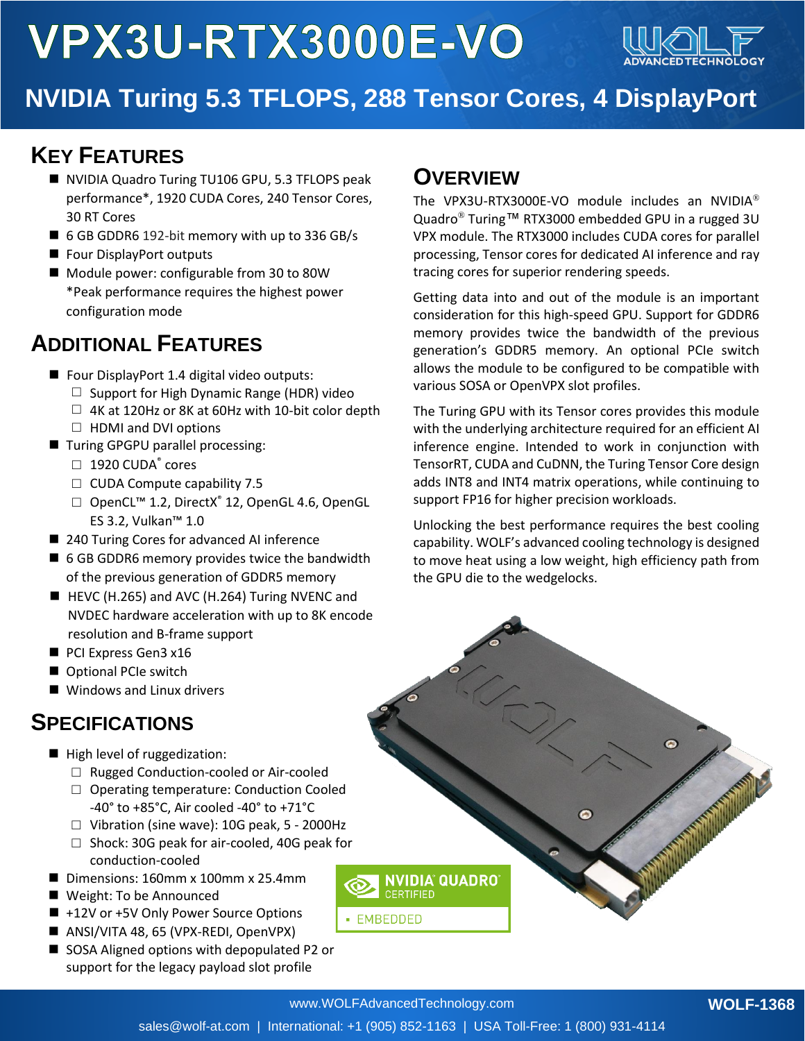# VPX3U-RTX3000E-VO

## NVIDIA Turing 5.3 TFLOPS, 288 Tensor Cores, 4 DisplayPort

## Key Features

- NVIDIA Quadro Turing TU106 GPU, 5.3 TFLOPS peak performance*, 1920 CUDA Cores, 240 Tensor Cores, 30 RT Cores
- 6 GB GDDR6 192-bit memory with up to 336 GB/s
- Four DisplayPort outputs
- Module power: configurable from 30 to 80W
  *Peak performance requires the highest power configuration mode

## Additional Features

- Four DisplayPort 1.4 digital video outputs:
  - Support for High Dynamic Range (HDR) video
  - 4K at 120Hz or 8K at 60Hz with 10-bit color depth
  - HDMI and DVI options
- Turing GPGPU parallel processing:
  - 1920 CUDA® cores
  - CUDA Compute capability 7.5
  - OpenCL™ 1.2, DirectX® 12, OpenGL 4.6, OpenGL ES 3.2, Vulkan™ 1.0
- 240 Turing Cores for advanced AI inference
- 6 GB GDDR6 memory provides twice the bandwidth of the previous generation of GDDR5 memory
- HEVC (H.265) and AVC (H.264) Turing NVENC and NVDEC hardware acceleration with up to 8K encode resolution and B-frame support
- PCI Express Gen3 x16
- Optional PCIe switch
- Windows and Linux drivers

## Specifications

- High level of ruggedization:
  - Rugged Conduction-cooled or Air-cooled
  - Operating temperature: Conduction Cooled -40° to +85°C, Air cooled -40° to +71°C
  - Vibration (sine wave): 10G peak, 5 - 2000Hz
  - Shock: 30G peak for air-cooled, 40G peak for conduction-cooled
- Dimensions: 160mm x 100mm x 25.4mm
- Weight: To be Announced
- +12V or +5V Only Power Source Options
- ANSI/VITA 48, 65 (VPX-REDI, OpenVPX)
- SOSA Aligned options with depopulated P2 or support for the legacy payload slot profile

## Overview

The VPX3U-RTX3000E-VO module includes an NVIDIA® Quadro® Turing™ RTX3000 embedded GPU in a rugged 3U VPX module. The RTX3000 includes CUDA cores for parallel processing, Tensor cores for dedicated AI inference and ray tracing cores for superior rendering speeds.

Getting data into and out of the module is an important consideration for this high-speed GPU. Support for GDDR6 memory provides twice the bandwidth of the previous generation's GDDR5 memory. An optional PCIe switch allows the module to be configured to be compatible with various SOSA or OpenVPX slot profiles.

The Turing GPU with its Tensor cores provides this module with the underlying architecture required for an efficient AI inference engine. Intended to work in conjunction with TensorRT, CUDA and CuDNN, the Turing Tensor Core design adds INT8 and INT4 matrix operations, while continuing to support FP16 for higher precision workloads.

Unlocking the best performance requires the best cooling capability. WOLF's advanced cooling technology is designed to move heat using a low weight, high efficiency path from the GPU die to the wedgelocks.

NVIDIA QUADRO CERTIFIED
▪ EMBEDDED

www.WOLFAdvancedTechnology.com
sales@wolf-at.com | International: +1 (905) 852-1163 | USA Toll-Free: 1 (800) 931-4114

WOLF-1368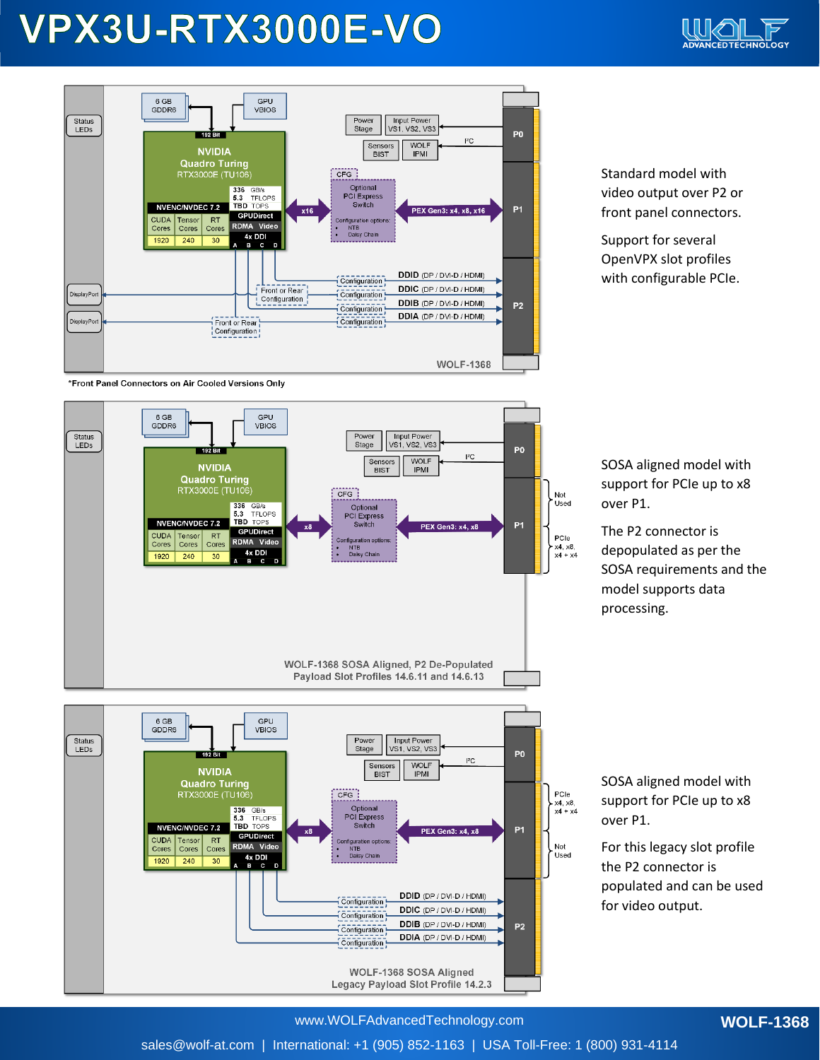# VPX3U-RTX3000E-VO

\*Front Panel Connectors on Air Cooled Versions Only

Standard model with video output over P2 or front panel connectors.

Support for several OpenVPX slot profiles with configurable PCIe.

SOSA aligned model with support for PCIe up to x8 over P1.

The P2 connector is depopulated as per the SOSA requirements and the model supports data processing.

SOSA aligned model with support for PCIe up to x8 over P1.

For this legacy slot profile the P2 connector is populated and can be used for video output.

www.WOLFAdvancedTechnology.com

sales@wolf-at.com | International: +1 (905) 852-1163 | USA Toll-Free: 1 (800) 931-4114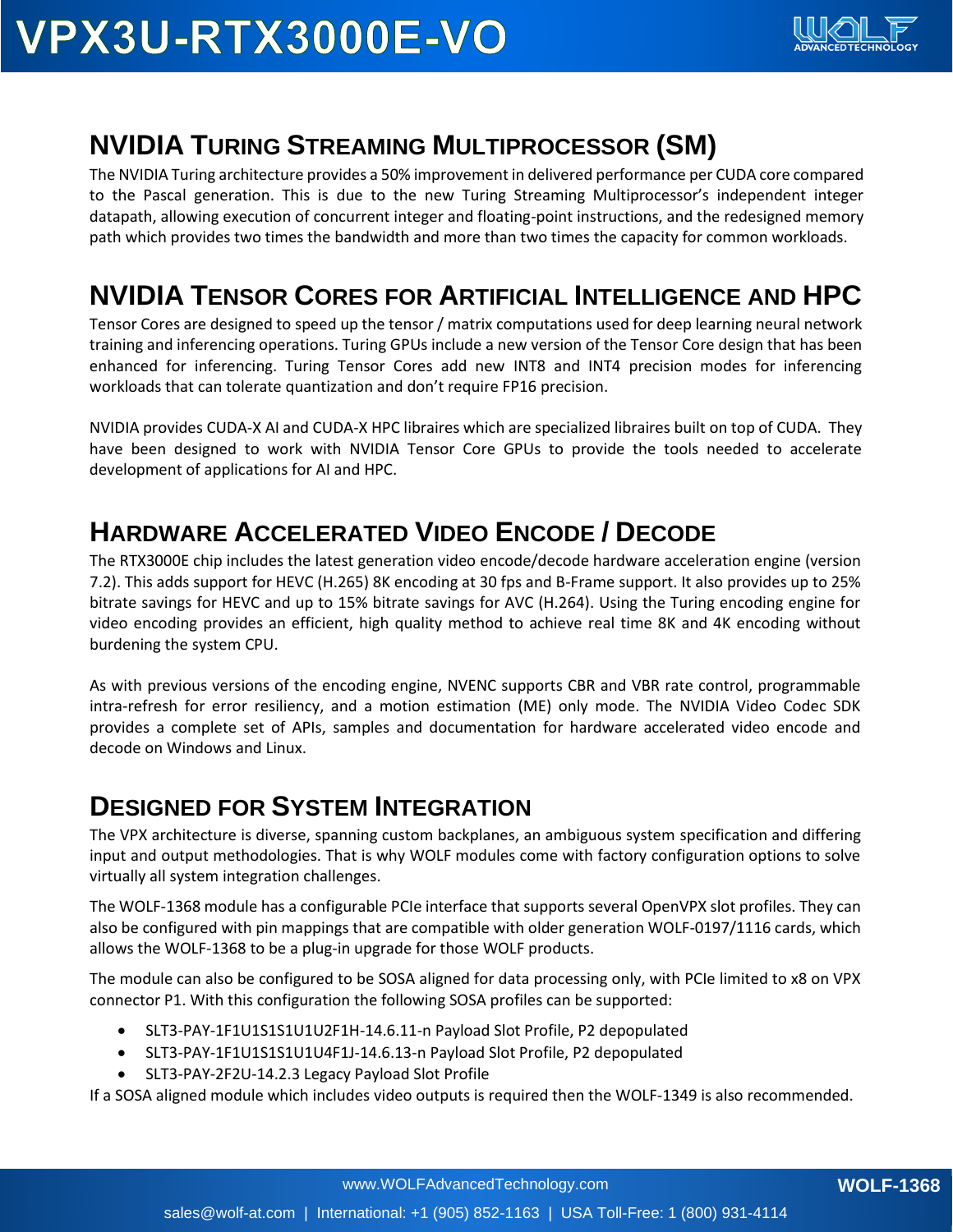## NVIDIA Turing Streaming Multiprocessor (SM)

The NVIDIA Turing architecture provides a 50% improvement in delivered performance per CUDA core compared to the Pascal generation. This is due to the new Turing Streaming Multiprocessor's independent integer datapath, allowing execution of concurrent integer and floating-point instructions, and the redesigned memory path which provides two times the bandwidth and more than two times the capacity for common workloads.

## NVIDIA Tensor Cores for Artificial Intelligence and HPC

Tensor Cores are designed to speed up the tensor / matrix computations used for deep learning neural network training and inferencing operations. Turing GPUs include a new version of the Tensor Core design that has been enhanced for inferencing. Turing Tensor Cores add new INT8 and INT4 precision modes for inferencing workloads that can tolerate quantization and don't require FP16 precision.

NVIDIA provides CUDA-X AI and CUDA-X HPC libraires which are specialized libraires built on top of CUDA. They have been designed to work with NVIDIA Tensor Core GPUs to provide the tools needed to accelerate development of applications for AI and HPC.

## Hardware Accelerated Video Encode / Decode

The RTX3000E chip includes the latest generation video encode/decode hardware acceleration engine (version 7.2). This adds support for HEVC (H.265) 8K encoding at 30 fps and B-Frame support. It also provides up to 25% bitrate savings for HEVC and up to 15% bitrate savings for AVC (H.264). Using the Turing encoding engine for video encoding provides an efficient, high quality method to achieve real time 8K and 4K encoding without burdening the system CPU.

As with previous versions of the encoding engine, NVENC supports CBR and VBR rate control, programmable intra-refresh for error resiliency, and a motion estimation (ME) only mode. The NVIDIA Video Codec SDK provides a complete set of APIs, samples and documentation for hardware accelerated video encode and decode on Windows and Linux.

## Designed for System Integration

The VPX architecture is diverse, spanning custom backplanes, an ambiguous system specification and differing input and output methodologies. That is why WOLF modules come with factory configuration options to solve virtually all system integration challenges.

The WOLF-1368 module has a configurable PCIe interface that supports several OpenVPX slot profiles. They can also be configured with pin mappings that are compatible with older generation WOLF-0197/1116 cards, which allows the WOLF-1368 to be a plug-in upgrade for those WOLF products.

The module can also be configured to be SOSA aligned for data processing only, with PCIe limited to x8 on VPX connector P1. With this configuration the following SOSA profiles can be supported:

- SLT3-PAY-1F1U1S1S1U1U2F1H-14.6.11-n Payload Slot Profile, P2 depopulated
- SLT3-PAY-1F1U1S1S1U1U4F1J-14.6.13-n Payload Slot Profile, P2 depopulated
- SLT3-PAY-2F2U-14.2.3 Legacy Payload Slot Profile

If a SOSA aligned module which includes video outputs is required then the WOLF-1349 is also recommended.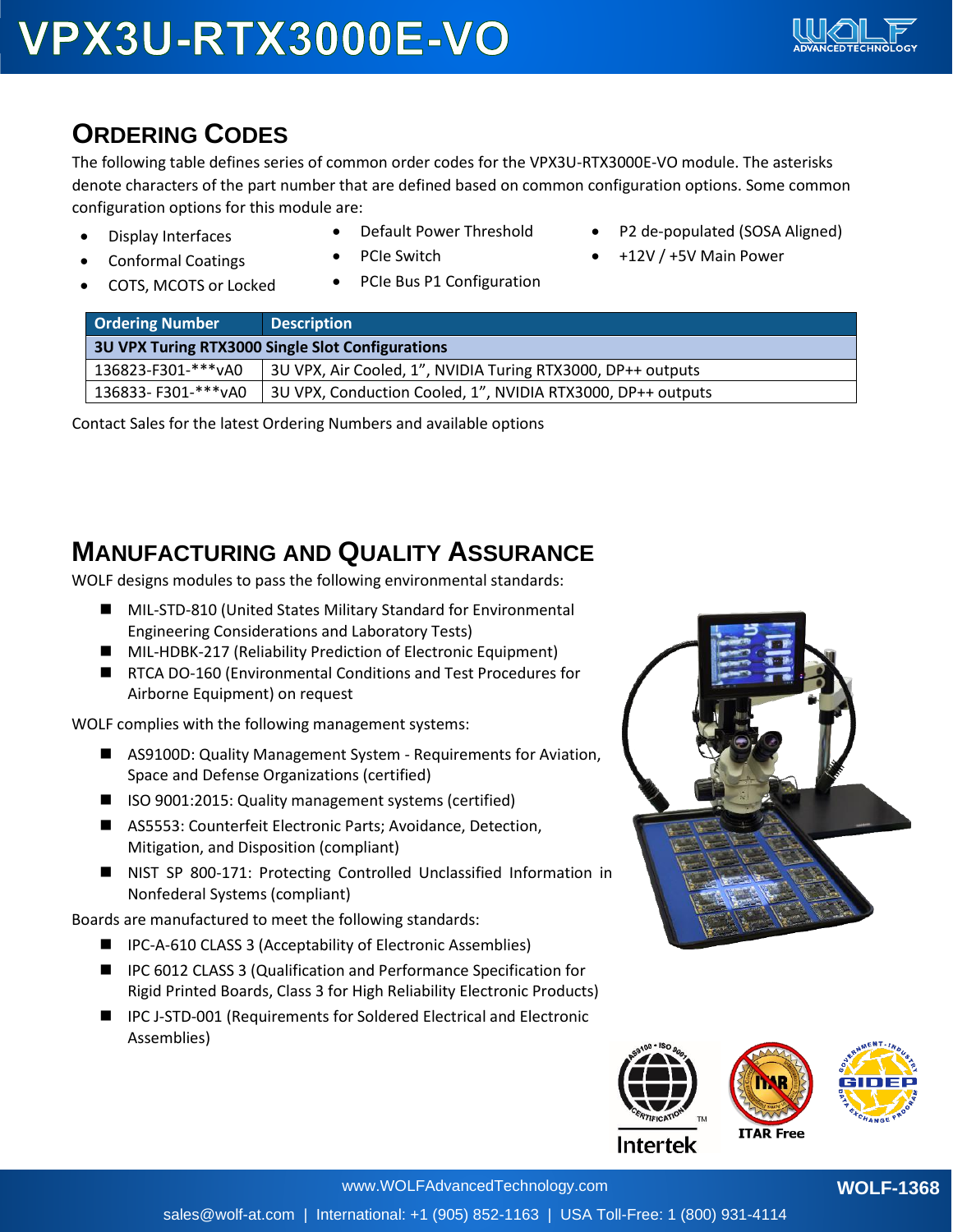## Ordering Codes

The following table defines series of common order codes for the VPX3U-RTX3000E-VO module. The asterisks denote characters of the part number that are defined based on common configuration options. Some common configuration options for this module are:

- Display Interfaces
- Conformal Coatings
- COTS, MCOTS or Locked
- Default Power Threshold
- PCIe Switch
- PCIe Bus P1 Configuration
- P2 de-populated (SOSA Aligned)
- +12V / +5V Main Power

| Ordering Number | Description |
| --- | --- |
| **3U VPX Turing RTX3000 Single Slot Configurations** | |
| 136823-F301-***vA0 | 3U VPX, Air Cooled, 1”, NVIDIA Turing RTX3000, DP++ outputs |
| 136833- F301-***vA0 | 3U VPX, Conduction Cooled, 1”, NVIDIA RTX3000, DP++ outputs |

Contact Sales for the latest Ordering Numbers and available options

## Manufacturing and Quality Assurance

WOLF designs modules to pass the following environmental standards:

- MIL-STD-810 (United States Military Standard for Environmental Engineering Considerations and Laboratory Tests)
- MIL-HDBK-217 (Reliability Prediction of Electronic Equipment)
- RTCA DO-160 (Environmental Conditions and Test Procedures for Airborne Equipment) on request

WOLF complies with the following management systems:

- AS9100D: Quality Management System - Requirements for Aviation, Space and Defense Organizations (certified)
- ISO 9001:2015: Quality management systems (certified)
- AS5553: Counterfeit Electronic Parts; Avoidance, Detection, Mitigation, and Disposition (compliant)
- NIST SP 800-171: Protecting Controlled Unclassified Information in Nonfederal Systems (compliant)

Boards are manufactured to meet the following standards:

- IPC-A-610 CLASS 3 (Acceptability of Electronic Assemblies)
- IPC 6012 CLASS 3 (Qualification and Performance Specification for Rigid Printed Boards, Class 3 for High Reliability Electronic Products)
- IPC J-STD-001 (Requirements for Soldered Electrical and Electronic Assemblies)

ITAR Free

www.WOLFAdvancedTechnology.com

sales@wolf-at.com | International: +1 (905) 852-1163 | USA Toll-Free: 1 (800) 931-4114

WOLF-1368